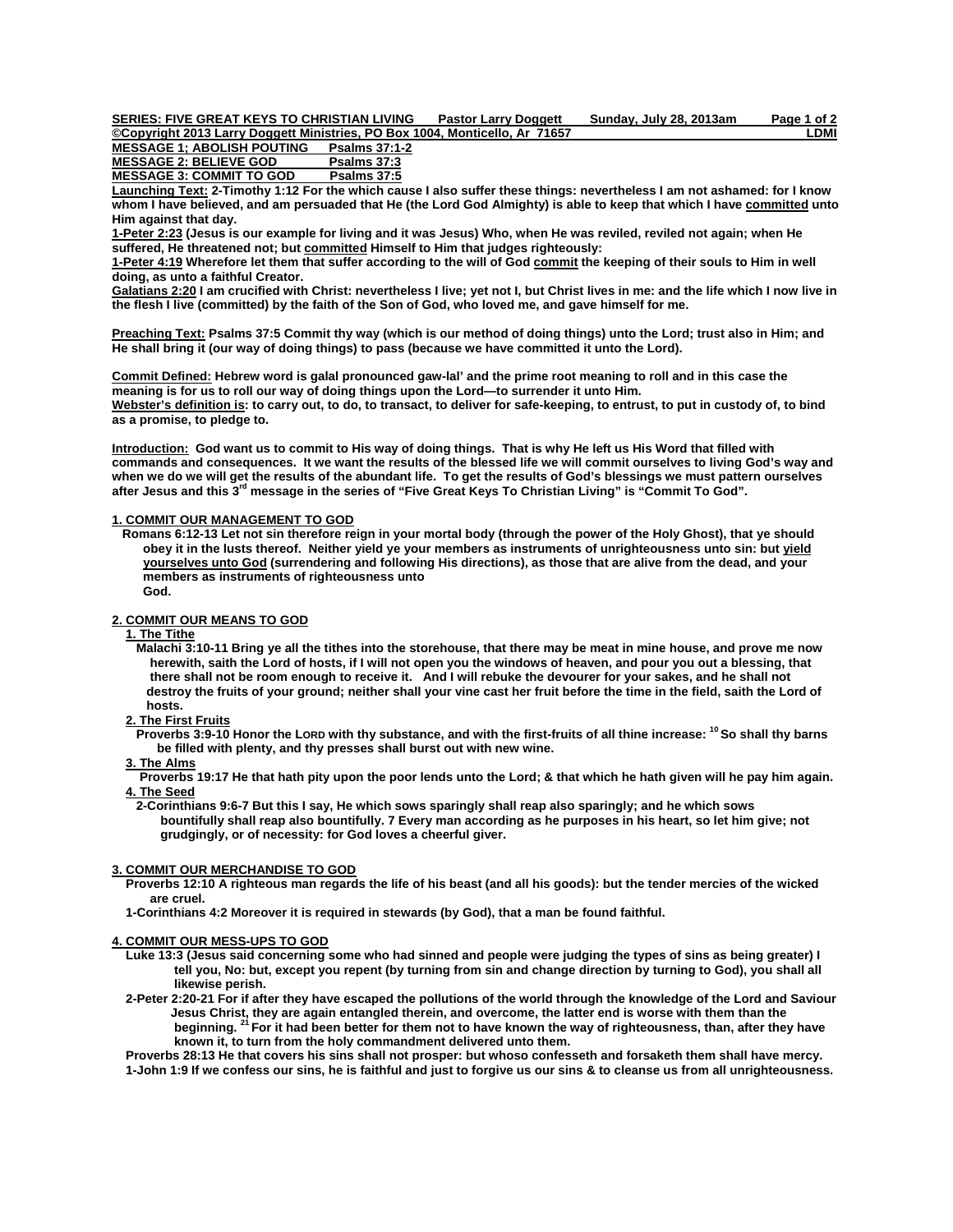**SERIES: FIVE GREAT KEYS TO CHRISTIAN LIVING** **Pastor Larry Doggett** **Sunday, July 28, 2013am**

**©Copyright 2013 Larry Doggett Ministries, PO Box 1004, Monticello, Ar 71657** **LDMI**

**MESSAGE 1; ABOLISH POUTING** **Psalms 37:1-2**
**MESSAGE 2: BELIEVE GOD** **Psalms 37:3**
**MESSAGE 3: COMMIT TO GOD** **Psalms 37:5**

**Launching Text: 2-Timothy 1:12 For the which cause I also suffer these things: nevertheless I am not ashamed: for I know whom I have believed, and am persuaded that He (the Lord God Almighty) is able to keep that which I have committed unto Him against that day.**

**1-Peter 2:23 (Jesus is our example for living and it was Jesus) Who, when He was reviled, reviled not again; when He suffered, He threatened not; but committed Himself to Him that judges righteously:**

**1-Peter 4:19 Wherefore let them that suffer according to the will of God commit the keeping of their souls to Him in well doing, as unto a faithful Creator.**

**Galatians 2:20 I am crucified with Christ: nevertheless I live; yet not I, but Christ lives in me: and the life which I now live in the flesh I live (committed) by the faith of the Son of God, who loved me, and gave himself for me.**

**Preaching Text: Psalms 37:5 Commit thy way (which is our method of doing things) unto the Lord; trust also in Him; and He shall bring it (our way of doing things) to pass (because we have committed it unto the Lord).**

**Commit Defined: Hebrew word is galal pronounced gaw-lal' and the prime root meaning to roll and in this case the meaning is for us to roll our way of doing things upon the Lord—to surrender it unto Him.**
**Webster's definition is: to carry out, to do, to transact, to deliver for safe-keeping, to entrust, to put in custody of, to bind as a promise, to pledge to.**

**Introduction: God want us to commit to His way of doing things. That is why He left us His Word that filled with commands and consequences. It we want the results of the blessed life we will commit ourselves to living God's way and when we do we will get the results of the abundant life. To get the results of God's blessings we must pattern ourselves after Jesus and this 3rd message in the series of "Five Great Keys To Christian Living" is "Commit To God".**

## 1. COMMIT OUR MANAGEMENT TO GOD

**Romans 6:12-13 Let not sin therefore reign in your mortal body (through the power of the Holy Ghost), that ye should obey it in the lusts thereof. Neither yield ye your members as instruments of unrighteousness unto sin: but yield yourselves unto God (surrendering and following His directions), as those that are alive from the dead, and your members as instruments of righteousness unto God.**

## 2. COMMIT OUR MEANS TO GOD

### 1. The Tithe

**Malachi 3:10-11 Bring ye all the tithes into the storehouse, that there may be meat in mine house, and prove me now herewith, saith the Lord of hosts, if I will not open you the windows of heaven, and pour you out a blessing, that there shall not be room enough to receive it. And I will rebuke the devourer for your sakes, and he shall not destroy the fruits of your ground; neither shall your vine cast her fruit before the time in the field, saith the Lord of hosts.**

### 2. The First Fruits

**Proverbs 3:9-10 Honor the LORD with thy substance, and with the first-fruits of all thine increase: [10] So shall thy barns be filled with plenty, and thy presses shall burst out with new wine.**

### 3. The Alms

**Proverbs 19:17 He that hath pity upon the poor lends unto the Lord; & that which he hath given will he pay him again.**

### 4. The Seed

**2-Corinthians 9:6-7 But this I say, He which sows sparingly shall reap also sparingly; and he which sows bountifully shall reap also bountifully. 7 Every man according as he purposes in his heart, so let him give; not grudgingly, or of necessity: for God loves a cheerful giver.**

## 3. COMMIT OUR MERCHANDISE TO GOD

**Proverbs 12:10 A righteous man regards the life of his beast (and all his goods): but the tender mercies of the wicked are cruel.**

**1-Corinthians 4:2 Moreover it is required in stewards (by God), that a man be found faithful.**

## 4. COMMIT OUR MESS-UPS TO GOD

**Luke 13:3 (Jesus said concerning some who had sinned and people were judging the types of sins as being greater) I tell you, No: but, except you repent (by turning from sin and change direction by turning to God), you shall all likewise perish.**

**2-Peter 2:20-21 For if after they have escaped the pollutions of the world through the knowledge of the Lord and Saviour Jesus Christ, they are again entangled therein, and overcome, the latter end is worse with them than the beginning. [21] For it had been better for them not to have known the way of righteousness, than, after they have known it, to turn from the holy commandment delivered unto them.**

**Proverbs 28:13 He that covers his sins shall not prosper: but whoso confesseth and forsaketh them shall have mercy.**

**1-John 1:9 If we confess our sins, he is faithful and just to forgive us our sins & to cleanse us from all unrighteousness.**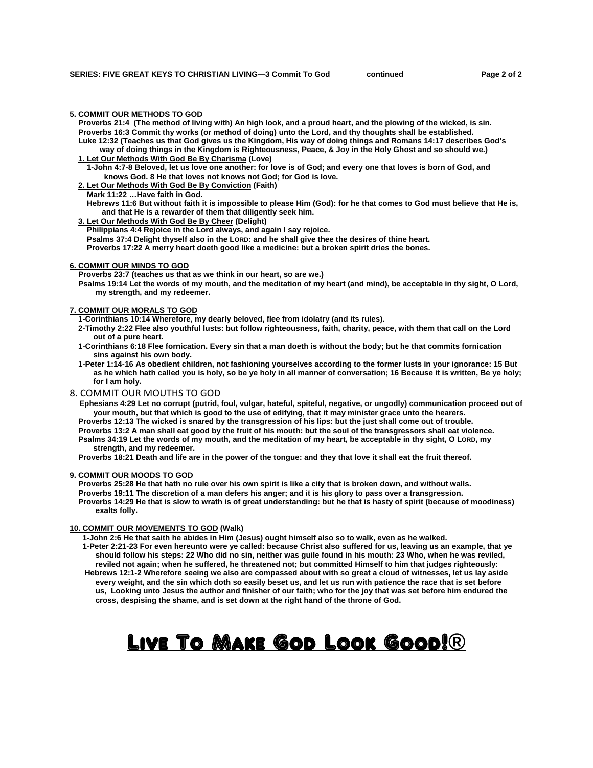**5. COMMIT OUR METHODS TO GOD**

**Proverbs 21:4 (The method of living with) An high look, and a proud heart, and the plowing of the wicked, is sin.**
**Proverbs 16:3 Commit thy works (or method of doing) unto the Lord, and thy thoughts shall be established.**
**Luke 12:32 (Teaches us that God gives us the Kingdom, His way of doing things and Romans 14:17 describes God's way of doing things in the Kingdom is Righteousness, Peace, & Joy in the Holy Ghost and so should we.)**

**1. Let Our Methods With God Be By Charisma (Love)**
**1-John 4:7-8 Beloved, let us love one another: for love is of God; and every one that loves is born of God, and knows God. 8 He that loves not knows not God; for God is love.**

**2. Let Our Methods With God Be By Conviction (Faith)**
**Mark 11:22 …Have faith in God.**
**Hebrews 11:6 But without faith it is impossible to please Him (God): for he that comes to God must believe that He is, and that He is a rewarder of them that diligently seek him.**

**3. Let Our Methods With God Be By Cheer (Delight)**
**Philippians 4:4 Rejoice in the Lord always, and again I say rejoice.**
**Psalms 37:4 Delight thyself also in the LORD: and he shall give thee the desires of thine heart.**
**Proverbs 17:22 A merry heart doeth good like a medicine: but a broken spirit dries the bones.**

**6. COMMIT OUR MINDS TO GOD**

**Proverbs 23:7 (teaches us that as we think in our heart, so are we.)**
**Psalms 19:14 Let the words of my mouth, and the meditation of my heart (and mind), be acceptable in thy sight, O Lord, my strength, and my redeemer.**

**7. COMMIT OUR MORALS TO GOD**

**1-Corinthians 10:14 Wherefore, my dearly beloved, flee from idolatry (and its rules).**
**2-Timothy 2:22 Flee also youthful lusts: but follow righteousness, faith, charity, peace, with them that call on the Lord out of a pure heart.**
**1-Corinthians 6:18 Flee fornication. Every sin that a man doeth is without the body; but he that commits fornication sins against his own body.**
**1-Peter 1:14-16 As obedient children, not fashioning yourselves according to the former lusts in your ignorance: 15 But as he which hath called you is holy, so be ye holy in all manner of conversation; 16 Because it is written, Be ye holy; for I am holy.**

8. COMMIT OUR MOUTHS TO GOD

**Ephesians 4:29 Let no corrupt (putrid, foul, vulgar, hateful, spiteful, negative, or ungodly) communication proceed out of your mouth, but that which is good to the use of edifying, that it may minister grace unto the hearers.**
**Proverbs 12:13 The wicked is snared by the transgression of his lips: but the just shall come out of trouble.**
**Proverbs 13:2 A man shall eat good by the fruit of his mouth: but the soul of the transgressors shall eat violence.**
**Psalms 34:19 Let the words of my mouth, and the meditation of my heart, be acceptable in thy sight, O LORD, my strength, and my redeemer.**
**Proverbs 18:21 Death and life are in the power of the tongue: and they that love it shall eat the fruit thereof.**

**9. COMMIT OUR MOODS TO GOD**

**Proverbs 25:28 He that hath no rule over his own spirit is like a city that is broken down, and without walls.**
**Proverbs 19:11 The discretion of a man defers his anger; and it is his glory to pass over a transgression.**
**Proverbs 14:29 He that is slow to wrath is of great understanding: but he that is hasty of spirit (because of moodiness) exalts folly.**

**10. COMMIT OUR MOVEMENTS TO GOD (Walk)**

**1-John 2:6 He that saith he abides in Him (Jesus) ought himself also so to walk, even as he walked.**
**1-Peter 2:21-23 For even hereunto were ye called: because Christ also suffered for us, leaving us an example, that ye should follow his steps: 22 Who did no sin, neither was guile found in his mouth: 23 Who, when he was reviled, reviled not again; when he suffered, he threatened not; but committed Himself to him that judges righteously:**
**Hebrews 12:1-2 Wherefore seeing we also are compassed about with so great a cloud of witnesses, let us lay aside every weight, and the sin which doth so easily beset us, and let us run with patience the race that is set before us, Looking unto Jesus the author and finisher of our faith; who for the joy that was set before him endured the cross, despising the shame, and is set down at the right hand of the throne of God.**

**LIVE TO MAKE GOD LOOK GOOD!®**